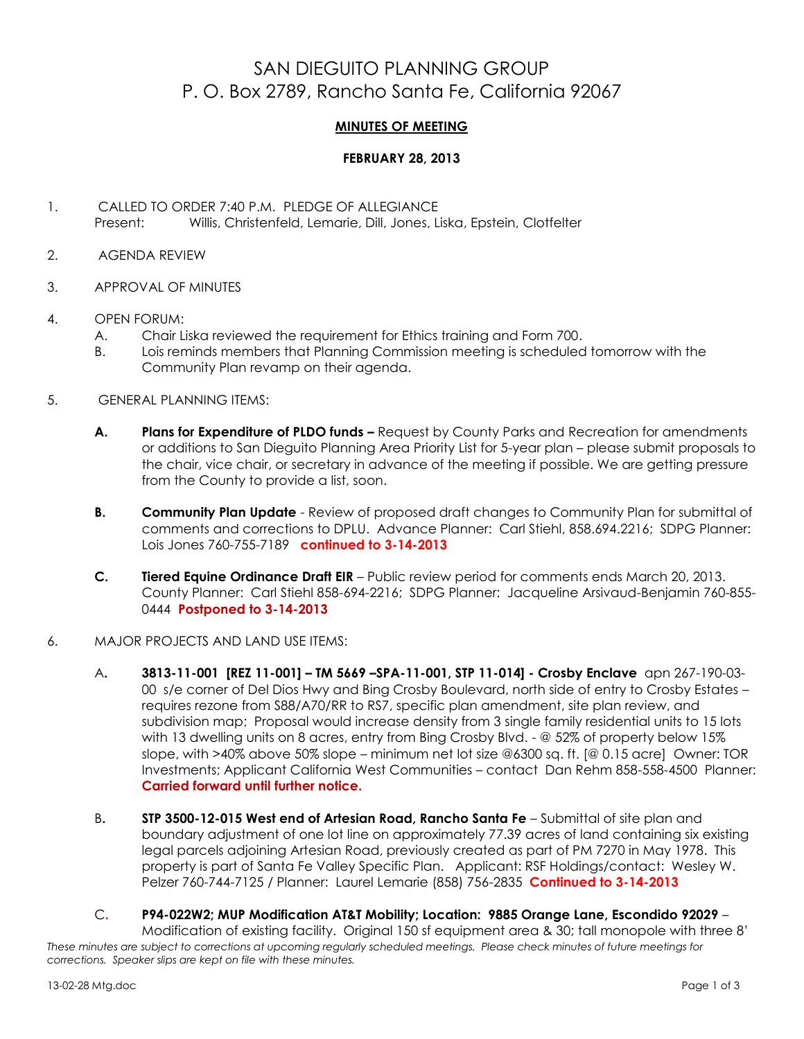# SAN DIEGUITO PLANNING GROUP
# P. O. Box 2789, Rancho Santa Fe, California 92067

**MINUTES OF MEETING**

**FEBRUARY 28, 2013**

1. CALLED TO ORDER 7:40 P.M. PLEDGE OF ALLEGIANCE
   Present: Willis, Christenfeld, Lemarie, Dill, Jones, Liska, Epstein, Clotfelter

2. AGENDA REVIEW

3. APPROVAL OF MINUTES

4. OPEN FORUM:
   A. Chair Liska reviewed the requirement for Ethics training and Form 700.
   B. Lois reminds members that Planning Commission meeting is scheduled tomorrow with the Community Plan revamp on their agenda.

5. GENERAL PLANNING ITEMS:

   **A.** **Plans for Expenditure of PLDO funds –** Request by County Parks and Recreation for amendments or additions to San Dieguito Planning Area Priority List for 5-year plan – please submit proposals to the chair, vice chair, or secretary in advance of the meeting if possible. We are getting pressure from the County to provide a list, soon.

   **B.** **Community Plan Update** - Review of proposed draft changes to Community Plan for submittal of comments and corrections to DPLU. Advance Planner: Carl Stiehl, 858.694.2216; SDPG Planner: Lois Jones 760-755-7189 **continued to 3-14-2013**

   **C.** **Tiered Equine Ordinance Draft EIR** – Public review period for comments ends March 20, 2013. County Planner: Carl Stiehl 858-694-2216; SDPG Planner: Jacqueline Arsivaud-Benjamin 760-855-0444 **Postponed to 3-14-2013**

6. MAJOR PROJECTS AND LAND USE ITEMS:

   A**.** **3813-11-001 [REZ 11-001] – TM 5669 –SPA-11-001, STP 11-014] - Crosby Enclave** apn 267-190-03-00 s/e corner of Del Dios Hwy and Bing Crosby Boulevard, north side of entry to Crosby Estates – requires rezone from S88/A70/RR to RS7, specific plan amendment, site plan review, and subdivision map; Proposal would increase density from 3 single family residential units to 15 lots with 13 dwelling units on 8 acres, entry from Bing Crosby Blvd. - @ 52% of property below 15% slope, with >40% above 50% slope – minimum net lot size @6300 sq. ft. [@ 0.15 acre] Owner: TOR Investments; Applicant California West Communities – contact Dan Rehm 858-558-4500 Planner: **Carried forward until further notice.**

   B**.** **STP 3500-12-015 West end of Artesian Road, Rancho Santa Fe** – Submittal of site plan and boundary adjustment of one lot line on approximately 77.39 acres of land containing six existing legal parcels adjoining Artesian Road, previously created as part of PM 7270 in May 1978. This property is part of Santa Fe Valley Specific Plan. Applicant: RSF Holdings/contact: Wesley W. Pelzer 760-744-7125 / Planner: Laurel Lemarie (858) 756-2835 **Continued to 3-14-2013**

   C**.** **P94-022W2; MUP Modification AT&T Mobility; Location: 9885 Orange Lane, Escondido 92029** – Modification of existing facility. Original 150 sf equipment area & 30; tall monopole with three 8'

*These minutes are subject to corrections at upcoming regularly scheduled meetings. Please check minutes of future meetings for corrections. Speaker slips are kept on file with these minutes.*

13-02-28 Mtg.doc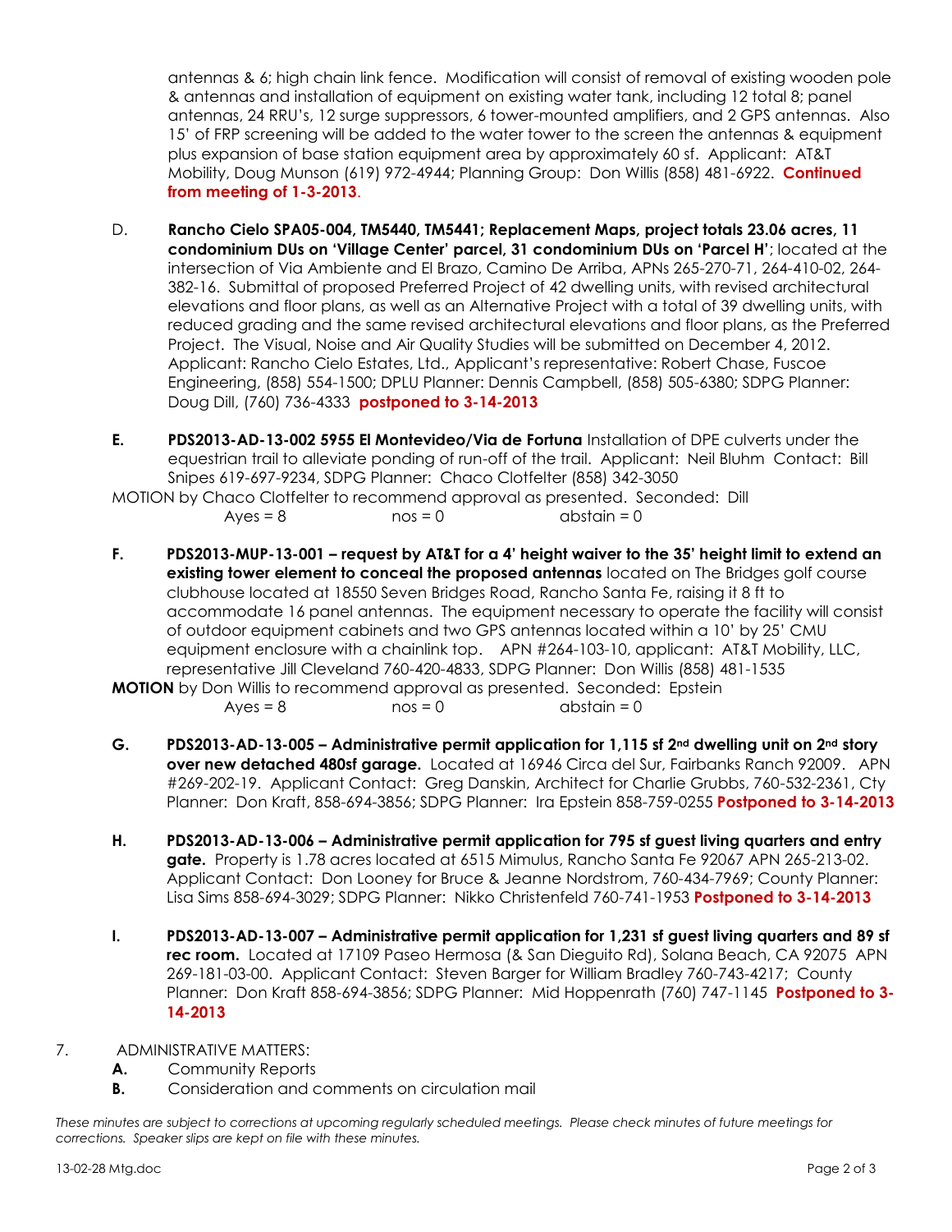antennas & 6; high chain link fence. Modification will consist of removal of existing wooden pole & antennas and installation of equipment on existing water tank, including 12 total 8; panel antennas, 24 RRU's, 12 surge suppressors, 6 tower-mounted amplifiers, and 2 GPS antennas. Also 15' of FRP screening will be added to the water tower to the screen the antennas & equipment plus expansion of base station equipment area by approximately 60 sf. Applicant: AT&T Mobility, Doug Munson (619) 972-4944; Planning Group: Don Willis (858) 481-6922. **Continued from meeting of 1-3-2013**.

D. **Rancho Cielo SPA05-004, TM5440, TM5441; Replacement Maps, project totals 23.06 acres, 11 condominium DUs on 'Village Center' parcel, 31 condominium DUs on 'Parcel H'**; located at the intersection of Via Ambiente and El Brazo, Camino De Arriba, APNs 265-270-71, 264-410-02, 264-382-16. Submittal of proposed Preferred Project of 42 dwelling units, with revised architectural elevations and floor plans, as well as an Alternative Project with a total of 39 dwelling units, with reduced grading and the same revised architectural elevations and floor plans, as the Preferred Project. The Visual, Noise and Air Quality Studies will be submitted on December 4, 2012. Applicant: Rancho Cielo Estates, Ltd., Applicant's representative: Robert Chase, Fuscoe Engineering, (858) 554-1500; DPLU Planner: Dennis Campbell, (858) 505-6380; SDPG Planner: Doug Dill, (760) 736-4333 **postponed to 3-14-2013**

**E. PDS2013-AD-13-002 5955 El Montevideo/Via de Fortuna** Installation of DPE culverts under the equestrian trail to alleviate ponding of run-off of the trail. Applicant: Neil Bluhm Contact: Bill Snipes 619-697-9234, SDPG Planner: Chaco Clotfelter (858) 342-3050

MOTION by Chaco Clotfelter to recommend approval as presented. Seconded: Dill
Ayes = 8 nos = 0 abstain = 0

**F. PDS2013-MUP-13-001 – request by AT&T for a 4' height waiver to the 35' height limit to extend an existing tower element to conceal the proposed antennas** located on The Bridges golf course clubhouse located at 18550 Seven Bridges Road, Rancho Santa Fe, raising it 8 ft to accommodate 16 panel antennas. The equipment necessary to operate the facility will consist of outdoor equipment cabinets and two GPS antennas located within a 10' by 25' CMU equipment enclosure with a chainlink top. APN #264-103-10, applicant: AT&T Mobility, LLC, representative Jill Cleveland 760-420-4833, SDPG Planner: Don Willis (858) 481-1535

**MOTION** by Don Willis to recommend approval as presented. Seconded: Epstein
Ayes = 8 nos = 0 abstain = 0

**G. PDS2013-AD-13-005 – Administrative permit application for 1,115 sf 2nd dwelling unit on 2nd story over new detached 480sf garage.** Located at 16946 Circa del Sur, Fairbanks Ranch 92009. APN #269-202-19. Applicant Contact: Greg Danskin, Architect for Charlie Grubbs, 760-532-2361, Cty Planner: Don Kraft, 858-694-3856; SDPG Planner: Ira Epstein 858-759-0255 **Postponed to 3-14-2013**

**H. PDS2013-AD-13-006 – Administrative permit application for 795 sf guest living quarters and entry gate.** Property is 1.78 acres located at 6515 Mimulus, Rancho Santa Fe 92067 APN 265-213-02. Applicant Contact: Don Looney for Bruce & Jeanne Nordstrom, 760-434-7969; County Planner: Lisa Sims 858-694-3029; SDPG Planner: Nikko Christenfeld 760-741-1953 **Postponed to 3-14-2013**

**I. PDS2013-AD-13-007 – Administrative permit application for 1,231 sf guest living quarters and 89 sf rec room.** Located at 17109 Paseo Hermosa (& San Dieguito Rd), Solana Beach, CA 92075 APN 269-181-03-00. Applicant Contact: Steven Barger for William Bradley 760-743-4217; County Planner: Don Kraft 858-694-3856; SDPG Planner: Mid Hoppenrath (760) 747-1145 **Postponed to 3-14-2013**

7. ADMINISTRATIVE MATTERS:
   **A.** Community Reports
   **B.** Consideration and comments on circulation mail

*These minutes are subject to corrections at upcoming regularly scheduled meetings. Please check minutes of future meetings for corrections. Speaker slips are kept on file with these minutes.*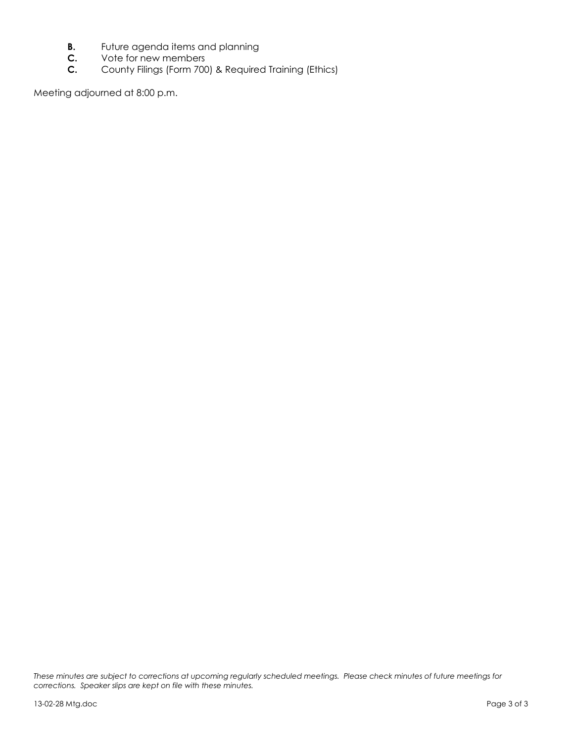**B.** Future agenda items and planning
**C.** Vote for new members
**C.** County Filings (Form 700) & Required Training (Ethics)

Meeting adjourned at 8:00 p.m.

*These minutes are subject to corrections at upcoming regularly scheduled meetings. Please check minutes of future meetings for corrections. Speaker slips are kept on file with these minutes.*

13-02-28 Mtg.doc